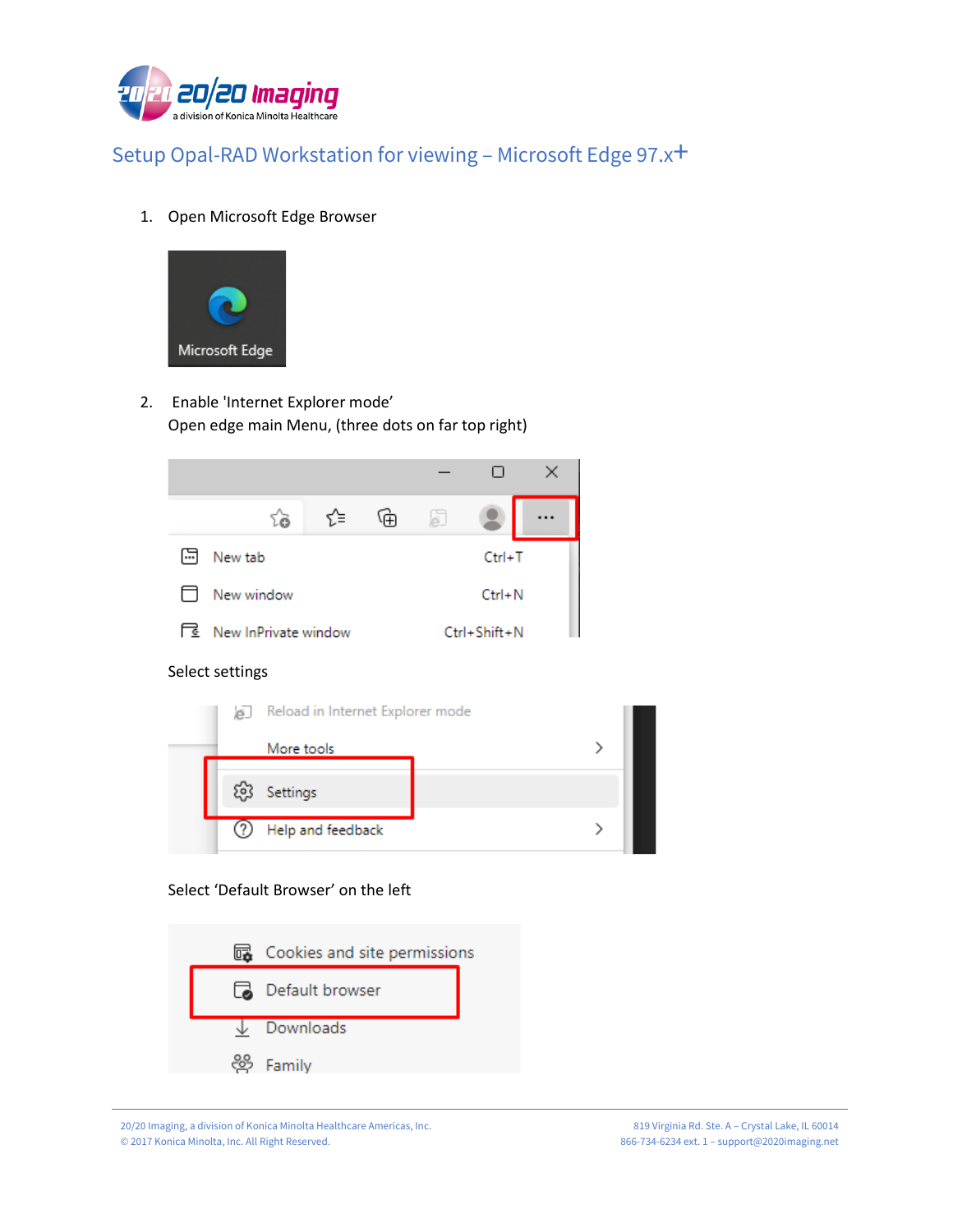# Setup Opal-RAD Workstation for viewing – Microsoft Edge 97.x+

1. Open Microsoft Edge Browser

2. Enable 'Internet Explorer mode'
   Open edge main Menu, (three dots on far top right)

   Select settings

   Select 'Default Browser' on the left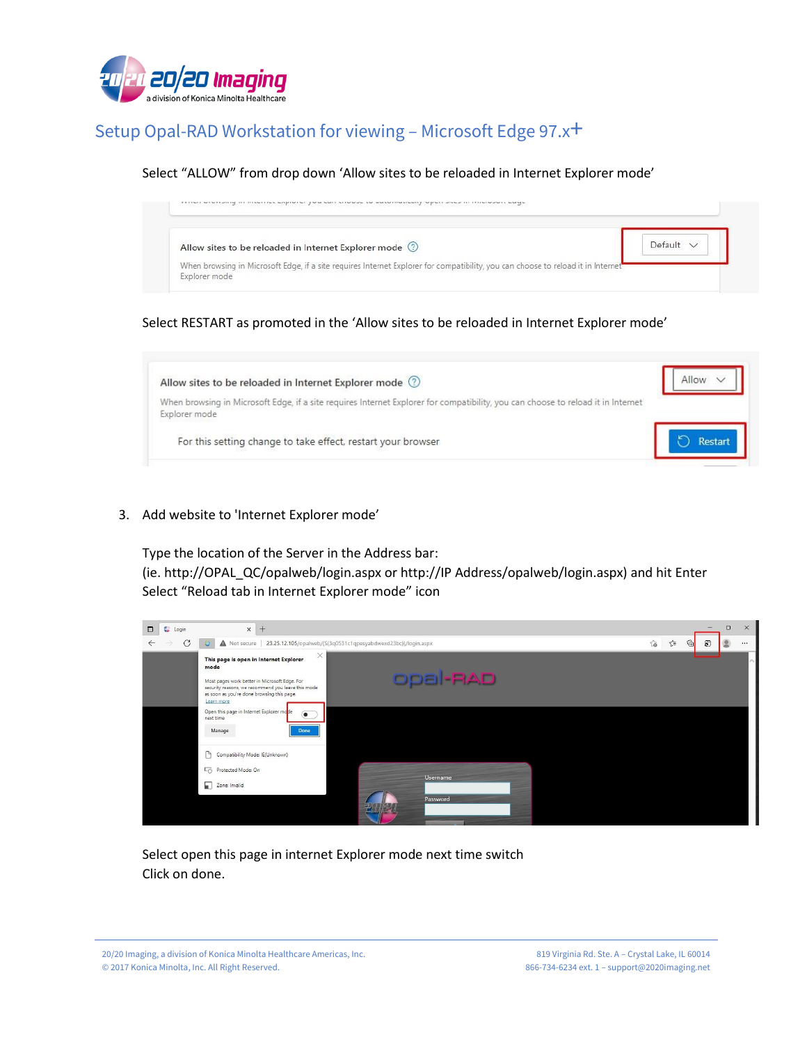## Setup Opal-RAD Workstation for viewing – Microsoft Edge 97.x+

Select "ALLOW" from drop down 'Allow sites to be reloaded in Internet Explorer mode'

Select RESTART as promoted in the 'Allow sites to be reloaded in Internet Explorer mode'

3. Add website to 'Internet Explorer mode'

   Type the location of the Server in the Address bar:
   (ie. http://OPAL_QC/opalweb/login.aspx or http://IP Address/opalweb/login.aspx) and hit Enter
   Select "Reload tab in Internet Explorer mode" icon

   Select open this page in internet Explorer mode next time switch
   Click on done.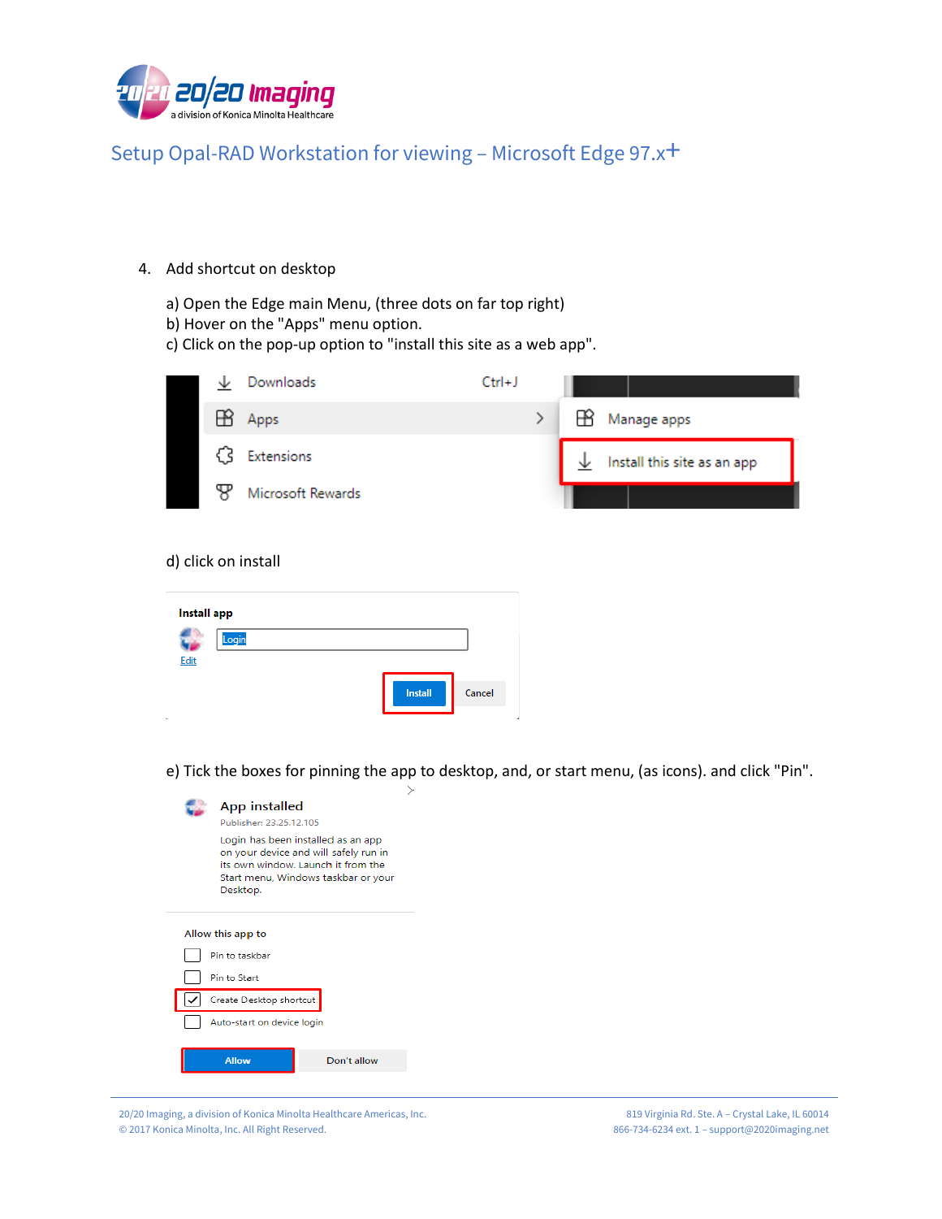4. Add shortcut on desktop

   a) Open the Edge main Menu, (three dots on far top right)
   b) Hover on the "Apps" menu option.
   c) Click on the pop-up option to "install this site as a web app".

   d) click on install

   e) Tick the boxes for pinning the app to desktop, and, or start menu, (as icons). and click "Pin".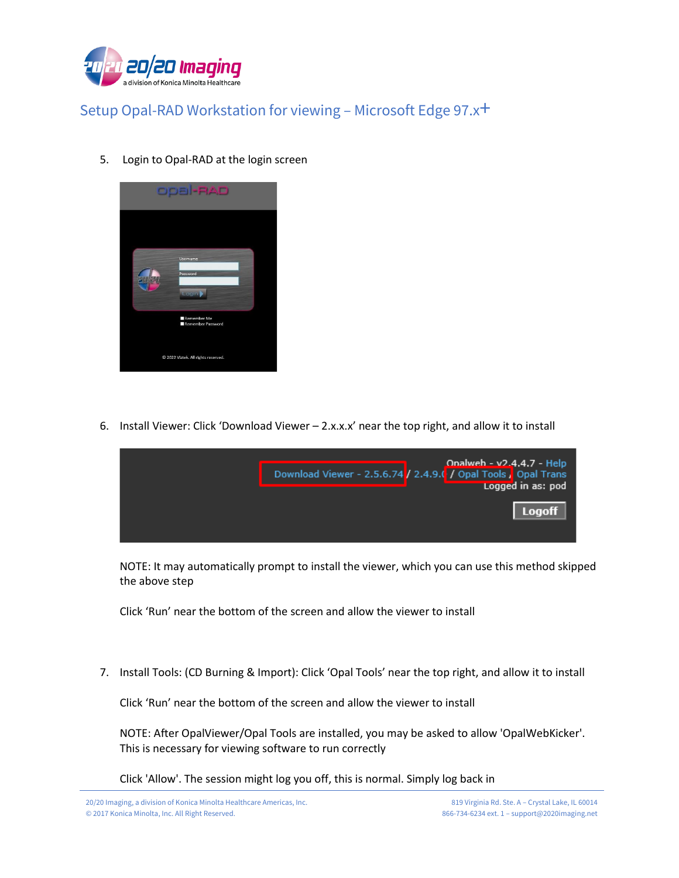## Setup Opal-RAD Workstation for viewing – Microsoft Edge 97.x+

5. Login to Opal-RAD at the login screen

6. Install Viewer: Click 'Download Viewer – 2.x.x.x' near the top right, and allow it to install

   NOTE: It may automatically prompt to install the viewer, which you can use this method skipped the above step

   Click 'Run' near the bottom of the screen and allow the viewer to install

7. Install Tools: (CD Burning & Import): Click 'Opal Tools' near the top right, and allow it to install

   Click 'Run' near the bottom of the screen and allow the viewer to install

   NOTE: After OpalViewer/Opal Tools are installed, you may be asked to allow 'OpalWebKicker'. This is necessary for viewing software to run correctly

   Click 'Allow'. The session might log you off, this is normal. Simply log back in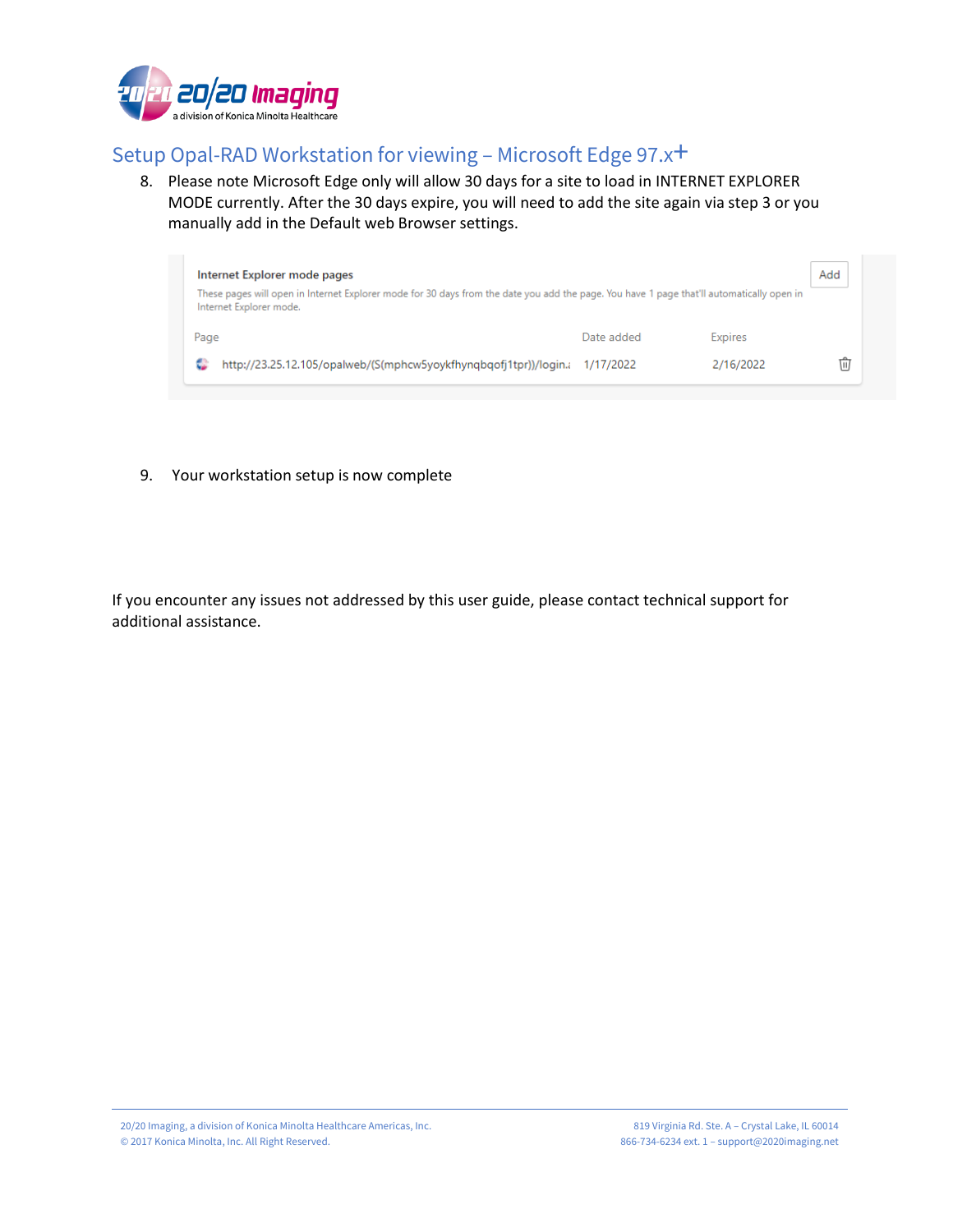## Setup Opal-RAD Workstation for viewing – Microsoft Edge 97.x+

8. Please note Microsoft Edge only will allow 30 days for a site to load in INTERNET EXPLORER MODE currently. After the 30 days expire, you will need to add the site again via step 3 or you manually add in the Default web Browser settings.

**Internet Explorer mode pages**

These pages will open in Internet Explorer mode for 30 days from the date you add the page. You have 1 page that'll automatically open in Internet Explorer mode.

Add

| Page | Date added | Expires |
|---|---|---|
| http://23.25.12.105/opalweb/(S(mphcw5yoykfhynqbqofj1tpr))/login.a | 1/17/2022 | 2/16/2022 |

9. Your workstation setup is now complete

If you encounter any issues not addressed by this user guide, please contact technical support for additional assistance.